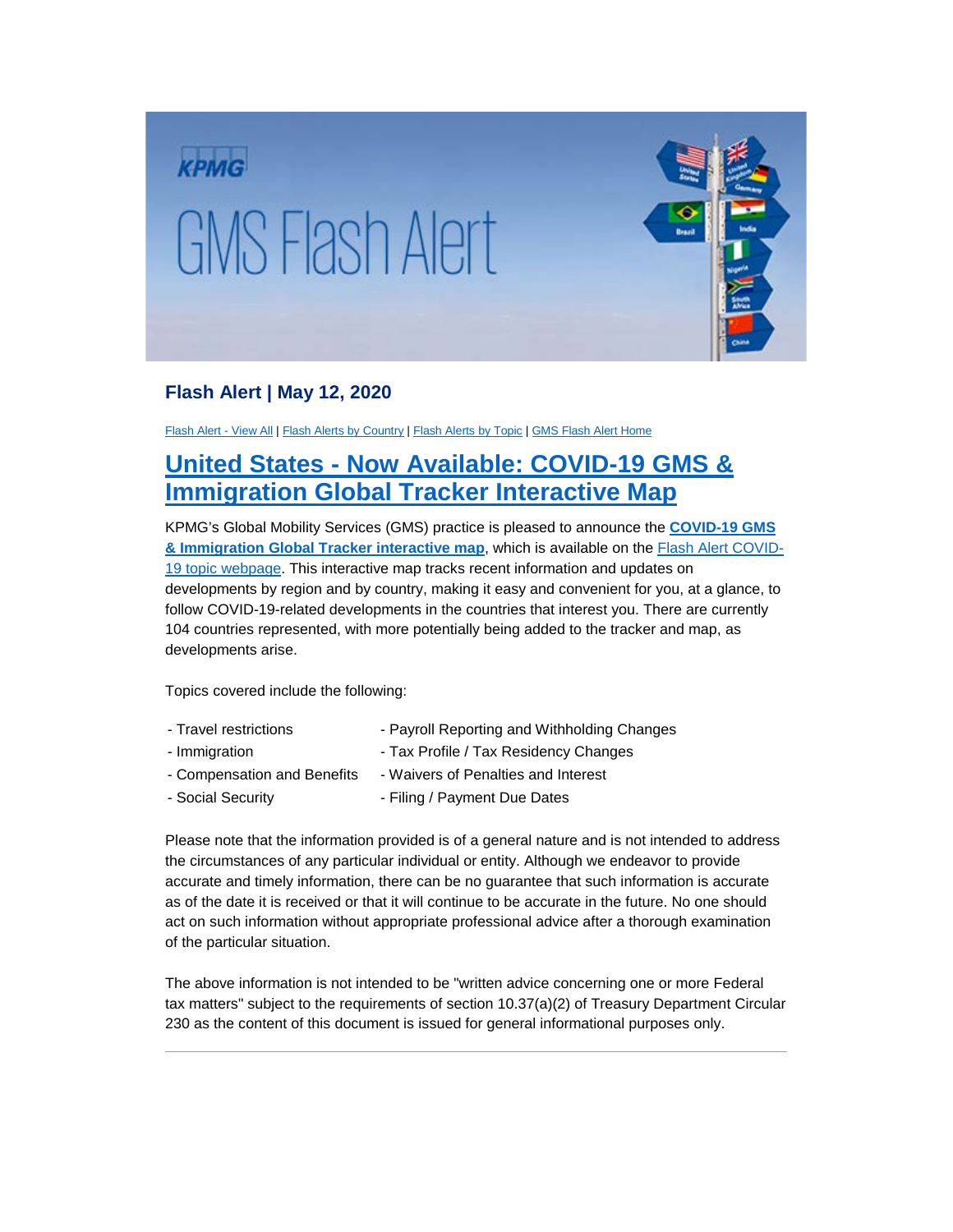**Flash Alert | May 12, 2020**

Flash Alert - View All | Flash Alerts by Country | Flash Alerts by Topic | GMS Flash Alert Home

# United States - Now Available: COVID-19 GMS & Immigration Global Tracker Interactive Map

KPMG's Global Mobility Services (GMS) practice is pleased to announce the **COVID-19 GMS & Immigration Global Tracker interactive map**, which is available on the Flash Alert COVID-19 topic webpage. This interactive map tracks recent information and updates on developments by region and by country, making it easy and convenient for you, at a glance, to follow COVID-19-related developments in the countries that interest you. There are currently 104 countries represented, with more potentially being added to the tracker and map, as developments arise.

Topics covered include the following:

- Travel restrictions
- Immigration
- Compensation and Benefits
- Social Security
- Payroll Reporting and Withholding Changes
- Tax Profile / Tax Residency Changes
- Waivers of Penalties and Interest
- Filing / Payment Due Dates

Please note that the information provided is of a general nature and is not intended to address the circumstances of any particular individual or entity. Although we endeavor to provide accurate and timely information, there can be no guarantee that such information is accurate as of the date it is received or that it will continue to be accurate in the future. No one should act on such information without appropriate professional advice after a thorough examination of the particular situation.

The above information is not intended to be "written advice concerning one or more Federal tax matters" subject to the requirements of section 10.37(a)(2) of Treasury Department Circular 230 as the content of this document is issued for general informational purposes only.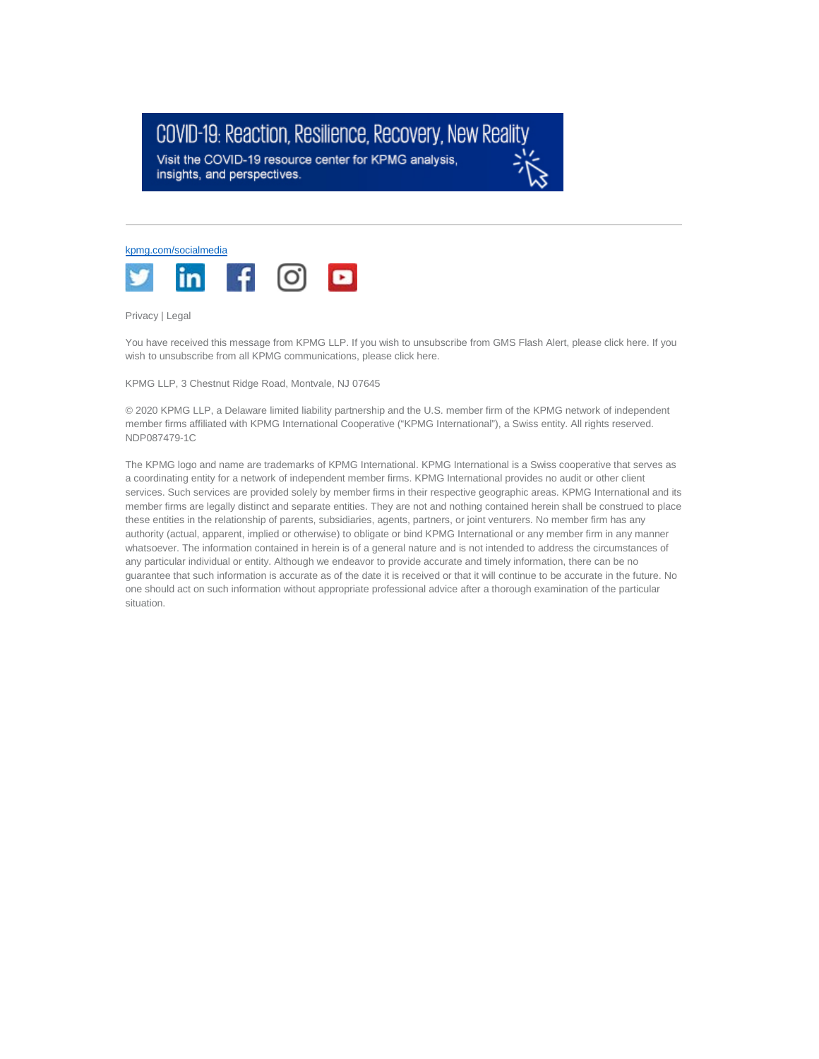COVID-19: Reaction, Resilience, Recovery, New Reality

Visit the COVID-19 resource center for KPMG analysis, insights, and perspectives.

---

kpmg.com/socialmedia

Privacy | Legal

You have received this message from KPMG LLP. If you wish to unsubscribe from GMS Flash Alert, please click here. If you wish to unsubscribe from all KPMG communications, please click here.

KPMG LLP, 3 Chestnut Ridge Road, Montvale, NJ 07645

© 2020 KPMG LLP, a Delaware limited liability partnership and the U.S. member firm of the KPMG network of independent member firms affiliated with KPMG International Cooperative ("KPMG International"), a Swiss entity. All rights reserved. NDP087479-1C

The KPMG logo and name are trademarks of KPMG International. KPMG International is a Swiss cooperative that serves as a coordinating entity for a network of independent member firms. KPMG International provides no audit or other client services. Such services are provided solely by member firms in their respective geographic areas. KPMG International and its member firms are legally distinct and separate entities. They are not and nothing contained herein shall be construed to place these entities in the relationship of parents, subsidiaries, agents, partners, or joint venturers. No member firm has any authority (actual, apparent, implied or otherwise) to obligate or bind KPMG International or any member firm in any manner whatsoever. The information contained in herein is of a general nature and is not intended to address the circumstances of any particular individual or entity. Although we endeavor to provide accurate and timely information, there can be no guarantee that such information is accurate as of the date it is received or that it will continue to be accurate in the future. No one should act on such information without appropriate professional advice after a thorough examination of the particular situation.